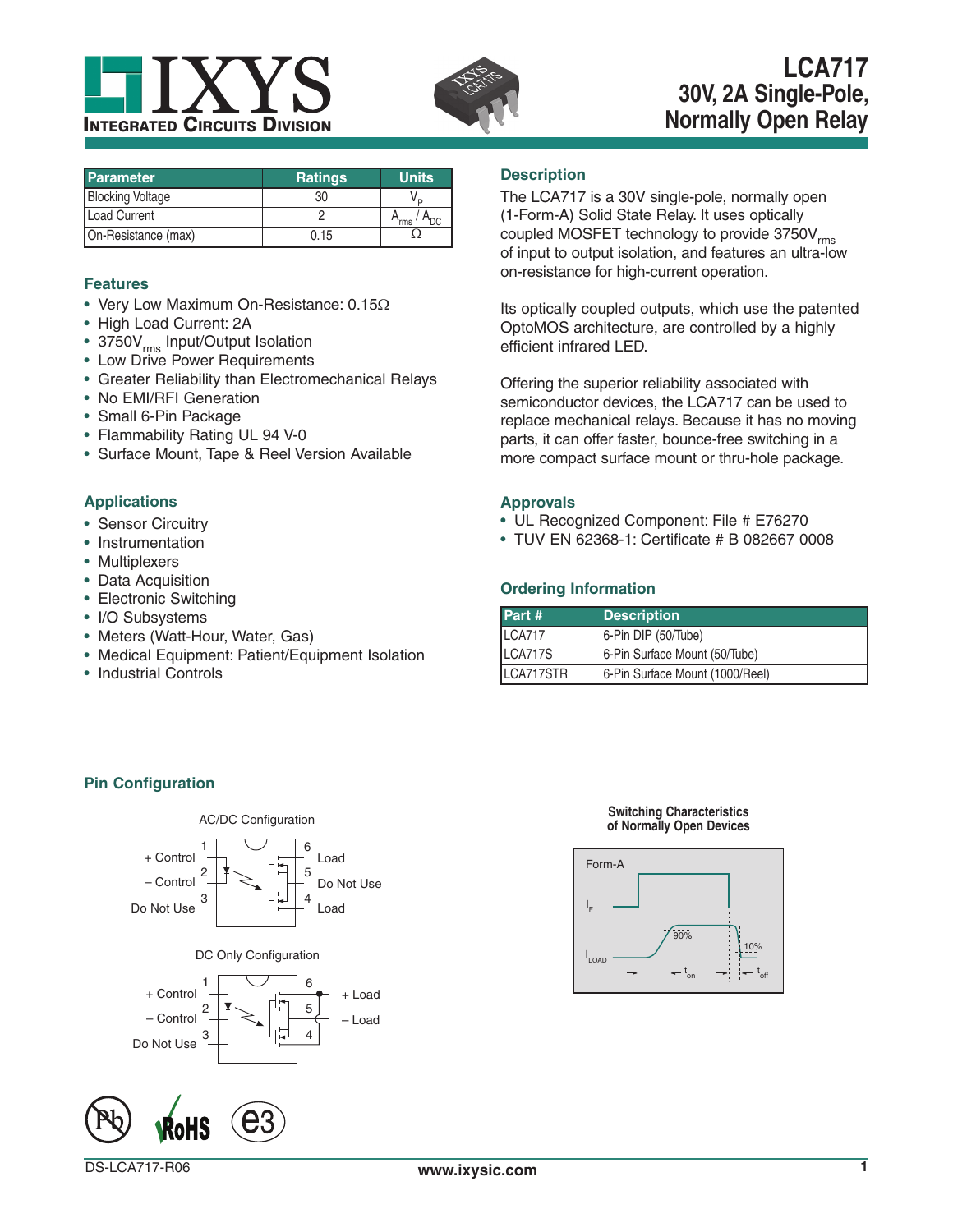# LCA717

## 30V, 2A Single-Pole, Normally Open Relay

| Parameter | Ratings | Units |
|---|---|---|
| Blocking Voltage | 30 | $V_P$ |
| Load Current | 2 | $A_{rms}$ / $A_{DC}$ |
| On-Resistance (max) | 0.15 | Ω |

### Features

- Very Low Maximum On-Resistance: 0.15Ω
- High Load Current: 2A
- 3750$V_{rms}$ Input/Output Isolation
- Low Drive Power Requirements
- Greater Reliability than Electromechanical Relays
- No EMI/RFI Generation
- Small 6-Pin Package
- Flammability Rating UL 94 V-0
- Surface Mount, Tape & Reel Version Available

### Applications

- Sensor Circuitry
- Instrumentation
- Multiplexers
- Data Acquisition
- Electronic Switching
- I/O Subsystems
- Meters (Watt-Hour, Water, Gas)
- Medical Equipment: Patient/Equipment Isolation
- Industrial Controls

### Description

The LCA717 is a 30V single-pole, normally open (1-Form-A) Solid State Relay. It uses optically coupled MOSFET technology to provide 3750$V_{rms}$ of input to output isolation, and features an ultra-low on-resistance for high-current operation.

Its optically coupled outputs, which use the patented OptoMOS architecture, are controlled by a highly efficient infrared LED.

Offering the superior reliability associated with semiconductor devices, the LCA717 can be used to replace mechanical relays. Because it has no moving parts, it can offer faster, bounce-free switching in a more compact surface mount or thru-hole package.

### Approvals

- UL Recognized Component: File # E76270
- TUV EN 62368-1: Certificate # B 082667 0008

### Ordering Information

| Part # | Description |
|---|---|
| LCA717 | 6-Pin DIP (50/Tube) |
| LCA717S | 6-Pin Surface Mount (50/Tube) |
| LCA717STR | 6-Pin Surface Mount (1000/Reel) |

### Pin Configuration

AC/DC Configuration

1 + Control, 2 – Control, 3 Do Not Use, 4 Load, 5 Do Not Use, 6 Load

DC Only Configuration

1 + Control, 2 – Control, 3 Do Not Use, 6 + Load, 4 – Load

**Switching Characteristics of Normally Open Devices**

Form-A: $I_F$, $I_{LOAD}$, 90%, 10%, $t_{on}$, $t_{off}$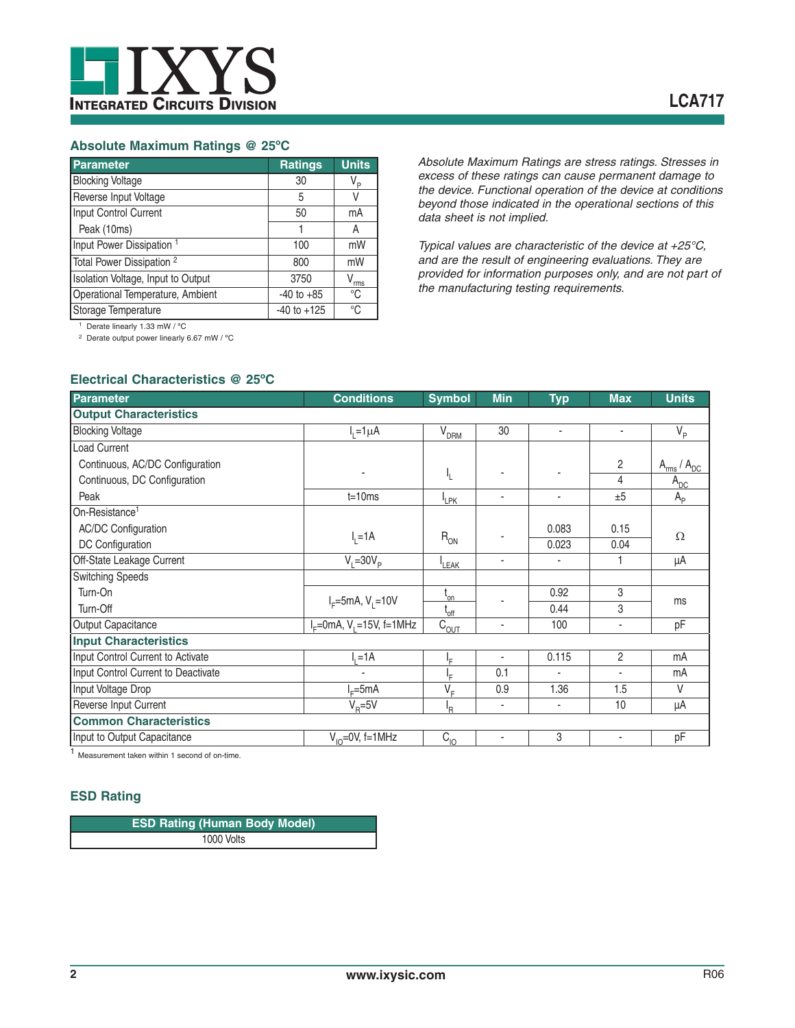## Absolute Maximum Ratings @ 25ºC

| Parameter | Ratings | Units |
|---|---|---|
| Blocking Voltage | 30 | $V_P$ |
| Reverse Input Voltage | 5 | V |
| Input Control Current | 50 | mA |
| Peak (10ms) | 1 | A |
| Input Power Dissipation [1] | 100 | mW |
| Total Power Dissipation [2] | 800 | mW |
| Isolation Voltage, Input to Output | 3750 | $V_{rms}$ |
| Operational Temperature, Ambient | -40 to +85 | °C |
| Storage Temperature | -40 to +125 | °C |

[1] Derate linearly 1.33 mW / °C

[2] Derate output power linearly 6.67 mW / °C

*Absolute Maximum Ratings are stress ratings. Stresses in excess of these ratings can cause permanent damage to the device. Functional operation of the device at conditions beyond those indicated in the operational sections of this data sheet is not implied.*

*Typical values are characteristic of the device at +25°C, and are the result of engineering evaluations. They are provided for information purposes only, and are not part of the manufacturing testing requirements.*

## Electrical Characteristics @ 25ºC

| Parameter | Conditions | Symbol | Min | Typ | Max | Units |
|---|---|---|---|---|---|---|
| **Output Characteristics** | | | | | | |
| Blocking Voltage | $I_L$=1µA | $V_{DRM}$ | 30 | - | - | $V_P$ |
| Load Current | | | | | | |
| Continuous, AC/DC Configuration | - | $I_L$ | - | - | 2 | $A_{rms}$ / $A_{DC}$ |
| Continuous, DC Configuration | | | | | 4 | $A_{DC}$ |
| Peak | t=10ms | $I_{LPK}$ | - | - | ±5 | $A_P$ |
| On-Resistance[1] | | | | | | |
| AC/DC Configuration | $I_L$=1A | $R_{ON}$ | - | 0.083 | 0.15 | Ω |
| DC Configuration | | | | 0.023 | 0.04 | |
| Off-State Leakage Current | $V_L$=30$V_P$ | $I_{LEAK}$ | - | - | 1 | µA |
| Switching Speeds | | | | | | |
| Turn-On | $I_F$=5mA, $V_L$=10V | $t_{on}$ | - | 0.92 | 3 | ms |
| Turn-Off | | $t_{off}$ | | 0.44 | 3 | |
| Output Capacitance | $I_F$=0mA, $V_L$=15V, f=1MHz | $C_{OUT}$ | - | 100 | - | pF |
| **Input Characteristics** | | | | | | |
| Input Control Current to Activate | $I_L$=1A | $I_F$ | - | 0.115 | 2 | mA |
| Input Control Current to Deactivate | - | $I_F$ | 0.1 | - | - | mA |
| Input Voltage Drop | $I_F$=5mA | $V_F$ | 0.9 | 1.36 | 1.5 | V |
| Reverse Input Current | $V_R$=5V | $I_R$ | - | - | 10 | µA |
| **Common Characteristics** | | | | | | |
| Input to Output Capacitance | $V_{IO}$=0V, f=1MHz | $C_{IO}$ | - | 3 | - | pF |

[1] Measurement taken within 1 second of on-time.

## ESD Rating

| ESD Rating (Human Body Model) |
|---|
| 1000 Volts |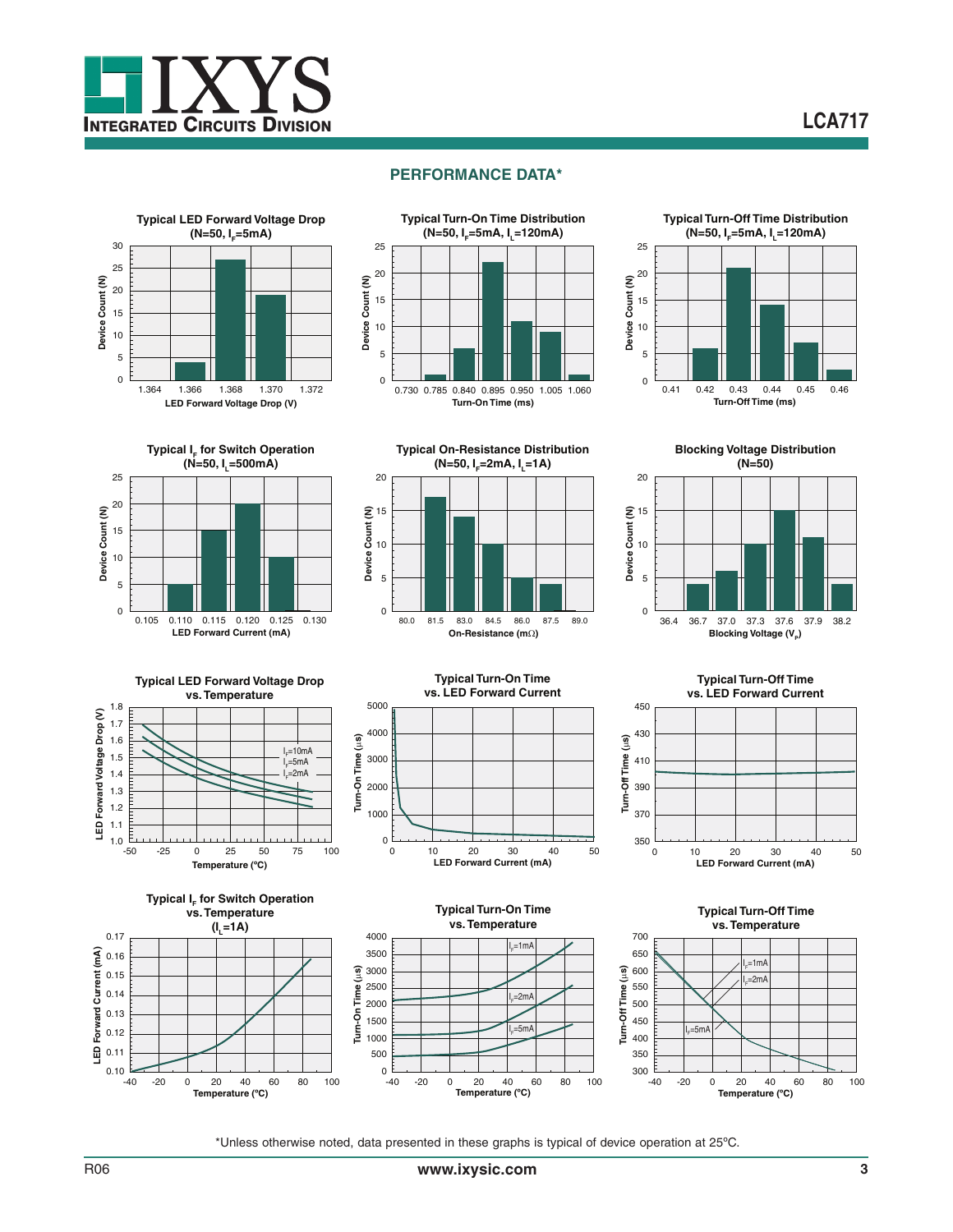## PERFORMANCE DATA*

**Typical LED Forward Voltage Drop ($N=50$, $I_F=5mA$)**

**Typical Turn-On Time Distribution ($N=50$, $I_F=5mA$, $I_L=120mA$)**

**Typical Turn-Off Time Distribution ($N=50$, $I_F=5mA$, $I_L=120mA$)**

**Typical $I_F$ for Switch Operation ($N=50$, $I_L=500mA$)**

**Typical On-Resistance Distribution ($N=50$, $I_F=2mA$, $I_L=1A$)**

**Blocking Voltage Distribution ($N=50$)**

**Typical LED Forward Voltage Drop vs. Temperature**

**Typical Turn-On Time vs. LED Forward Current**

**Typical Turn-Off Time vs. LED Forward Current**

**Typical $I_F$ for Switch Operation vs. Temperature ($I_L=1A$)**

**Typical Turn-On Time vs. Temperature**

**Typical Turn-Off Time vs. Temperature**

*Unless otherwise noted, data presented in these graphs is typical of device operation at 25ºC.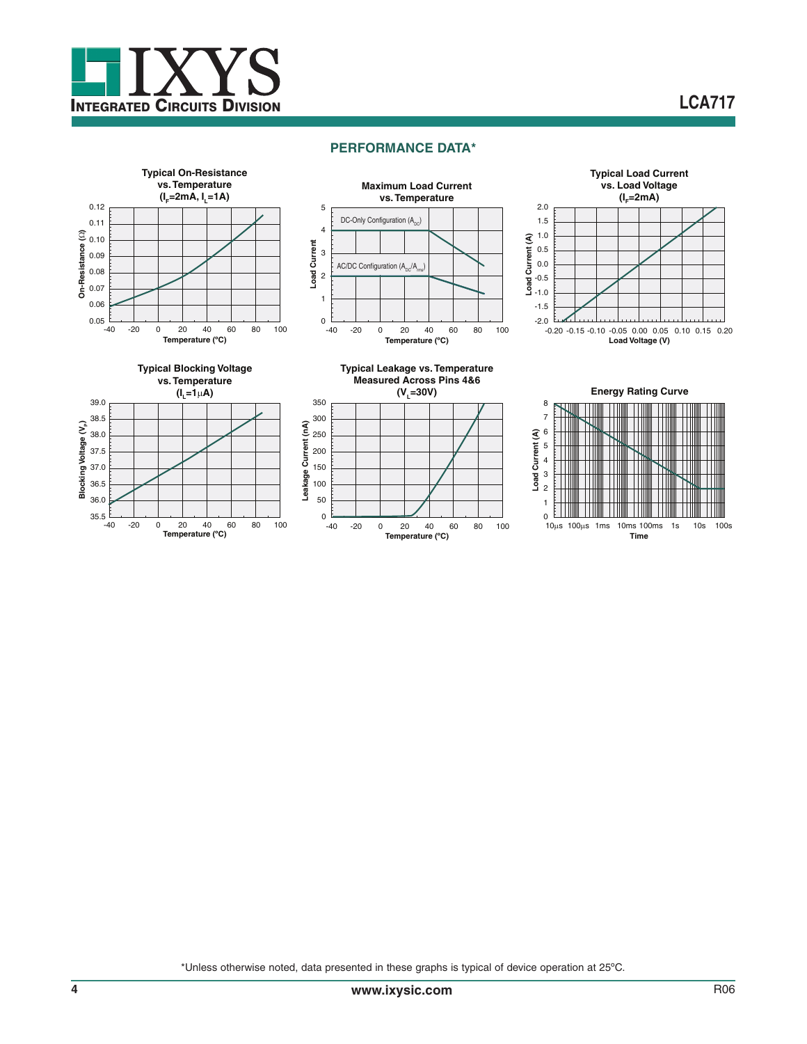## PERFORMANCE DATA*

**Typical On-Resistance vs. Temperature ($I_F$=2mA, $I_L$=1A)**

On-Resistance (Ω): 0.05, 0.06, 0.07, 0.08, 0.09, 0.10, 0.11, 0.12

Temperature (ºC): -40, -20, 0, 20, 40, 60, 80, 100

**Maximum Load Current vs. Temperature**

Load Current: 0, 1, 2, 3, 4, 5

Temperature (ºC): -40, -20, 0, 20, 40, 60, 80, 100

DC-Only Configuration ($A_{DC}$)

AC/DC Configuration ($A_{DC}$/$A_{rms}$)

**Typical Load Current vs. Load Voltage ($I_F$=2mA)**

Load Current (A): -2.0, -1.5, -1.0, -0.5, 0.0, 0.5, 1.0, 1.5, 2.0

Load Voltage (V): -0.20, -0.15, -0.10, -0.05, 0.00, 0.05, 0.10, 0.15, 0.20

**Typical Blocking Voltage vs. Temperature ($I_L$=1μA)**

Blocking Voltage ($V_P$): 35.5, 36.0, 36.5, 37.0, 37.5, 38.0, 38.5, 39.0

Temperature (ºC): -40, -20, 0, 20, 40, 60, 80, 100

**Typical Leakage vs. Temperature Measured Across Pins 4&6 ($V_L$=30V)**

Leakage Current (nA): 0, 50, 100, 150, 200, 250, 300, 350

Temperature (ºC): -40, -20, 0, 20, 40, 60, 80, 100

**Energy Rating Curve**

Load Current (A): 0, 1, 2, 3, 4, 5, 6, 7, 8

Time: 10μs, 100μs, 1ms, 10ms, 100ms, 1s, 10s, 100s

*Unless otherwise noted, data presented in these graphs is typical of device operation at 25ºC.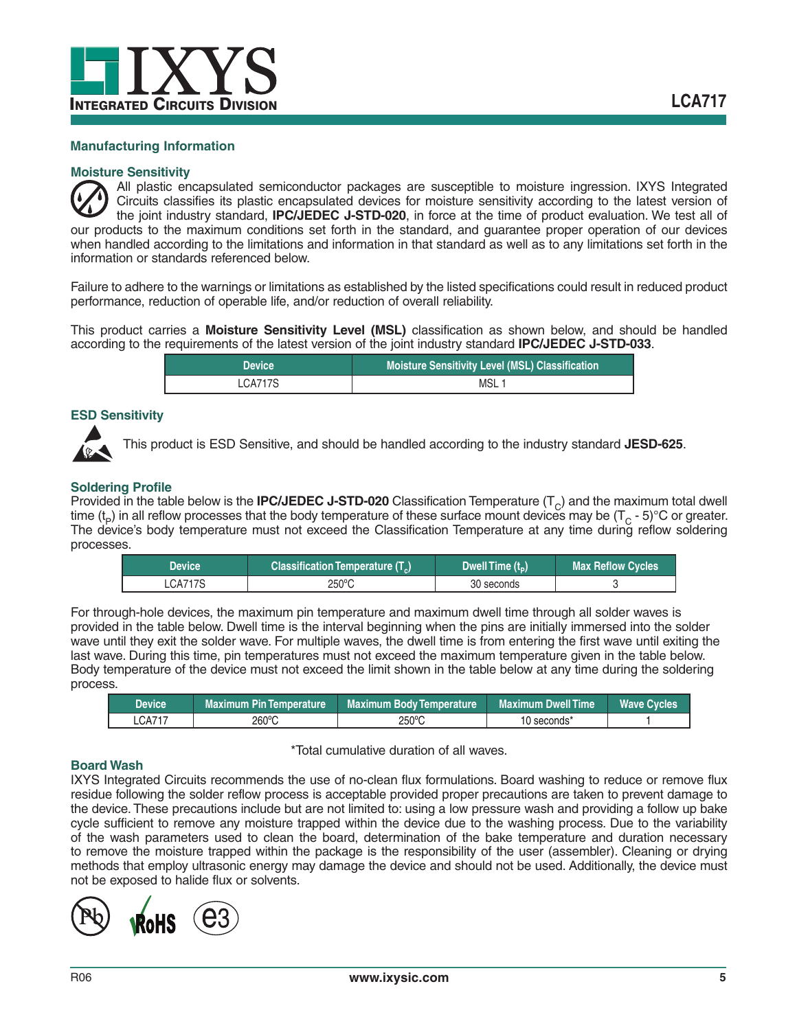## Manufacturing Information

### Moisture Sensitivity

All plastic encapsulated semiconductor packages are susceptible to moisture ingression. IXYS Integrated Circuits classifies its plastic encapsulated devices for moisture sensitivity according to the latest version of the joint industry standard, **IPC/JEDEC J-STD-020**, in force at the time of product evaluation. We test all of our products to the maximum conditions set forth in the standard, and guarantee proper operation of our devices when handled according to the limitations and information in that standard as well as to any limitations set forth in the information or standards referenced below.

Failure to adhere to the warnings or limitations as established by the listed specifications could result in reduced product performance, reduction of operable life, and/or reduction of overall reliability.

This product carries a **Moisture Sensitivity Level (MSL)** classification as shown below, and should be handled according to the requirements of the latest version of the joint industry standard **IPC/JEDEC J-STD-033**.

| Device | Moisture Sensitivity Level (MSL) Classification |
|---|---|
| LCA717S | MSL 1 |

### ESD Sensitivity

This product is ESD Sensitive, and should be handled according to the industry standard **JESD-625**.

### Soldering Profile

Provided in the table below is the **IPC/JEDEC J-STD-020** Classification Temperature ($T_C$) and the maximum total dwell time ($t_P$) in all reflow processes that the body temperature of these surface mount devices may be ($T_C$ - 5)°C or greater. The device's body temperature must not exceed the Classification Temperature at any time during reflow soldering processes.

| Device | Classification Temperature ($T_c$) | Dwell Time ($t_P$) | Max Reflow Cycles |
|---|---|---|---|
| LCA717S | 250°C | 30 seconds | 3 |

For through-hole devices, the maximum pin temperature and maximum dwell time through all solder waves is provided in the table below. Dwell time is the interval beginning when the pins are initially immersed into the solder wave until they exit the solder wave. For multiple waves, the dwell time is from entering the first wave until exiting the last wave. During this time, pin temperatures must not exceed the maximum temperature given in the table below. Body temperature of the device must not exceed the limit shown in the table below at any time during the soldering process.

| Device | Maximum Pin Temperature | Maximum Body Temperature | Maximum Dwell Time | Wave Cycles |
|---|---|---|---|---|
| LCA717 | 260°C | 250°C | 10 seconds* | 1 |

*Total cumulative duration of all waves.

### Board Wash

IXYS Integrated Circuits recommends the use of no-clean flux formulations. Board washing to reduce or remove flux residue following the solder reflow process is acceptable provided proper precautions are taken to prevent damage to the device. These precautions include but are not limited to: using a low pressure wash and providing a follow up bake cycle sufficient to remove any moisture trapped within the device due to the washing process. Due to the variability of the wash parameters used to clean the board, determination of the bake temperature and duration necessary to remove the moisture trapped within the package is the responsibility of the user (assembler). Cleaning or drying methods that employ ultrasonic energy may damage the device and should not be used. Additionally, the device must not be exposed to halide flux or solvents.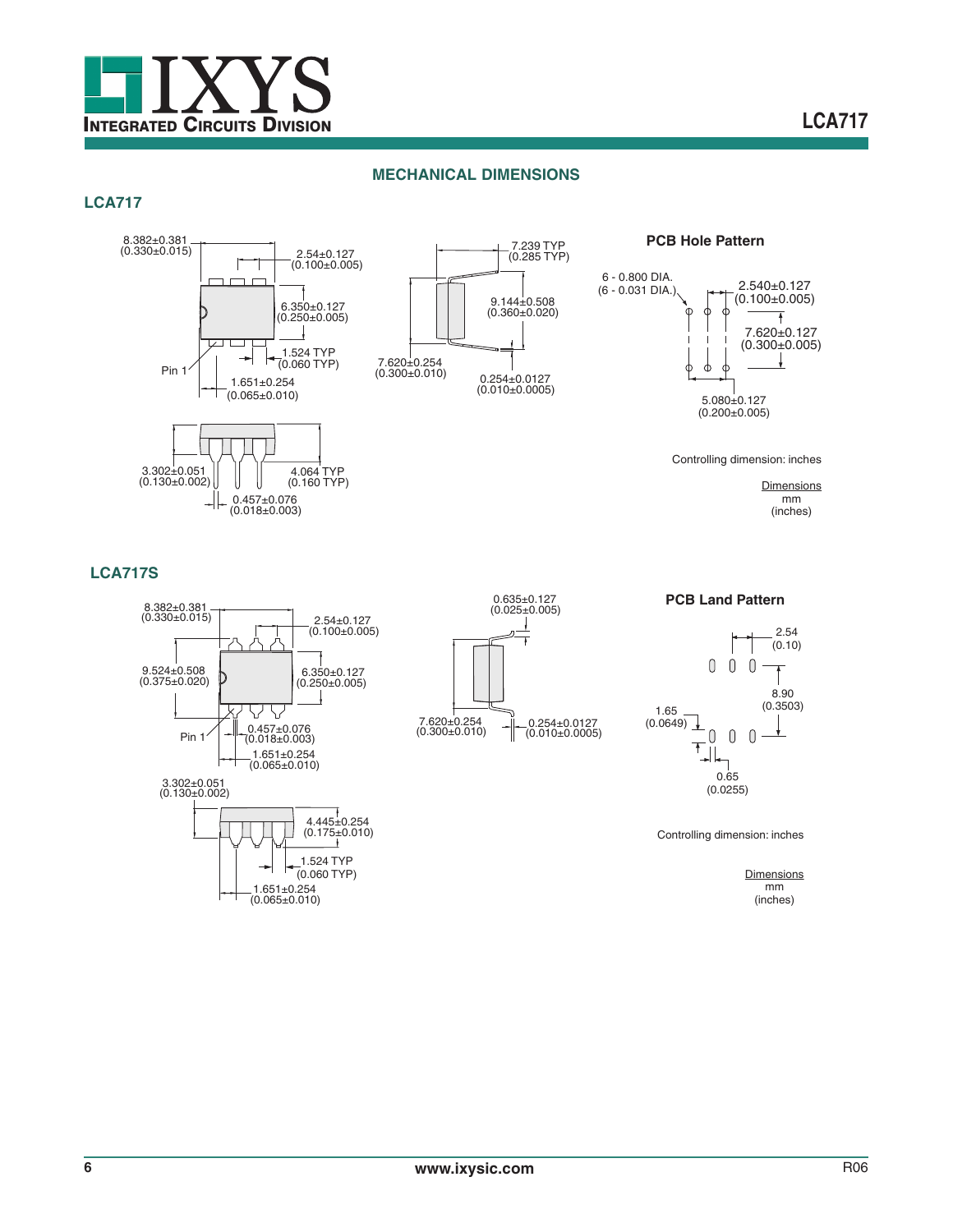## MECHANICAL DIMENSIONS

### LCA717

8.382±0.381
(0.330±0.015)

2.54±0.127
(0.100±0.005)

6.350±0.127
(0.250±0.005)

1.524 TYP
(0.060 TYP)

Pin 1

1.651±0.254
(0.065±0.010)

3.302±0.051
(0.130±0.002)

4.064 TYP
(0.160 TYP)

0.457±0.076
(0.018±0.003)

7.239 TYP
(0.285 TYP)

9.144±0.508
(0.360±0.020)

7.620±0.254
(0.300±0.010)

0.254±0.0127
(0.010±0.0005)

**PCB Hole Pattern**

6 - 0.800 DIA.
(6 - 0.031 DIA.)

2.540±0.127
(0.100±0.005)

7.620±0.127
(0.300±0.005)

5.080±0.127
(0.200±0.005)

Controlling dimension: inches

Dimensions
mm
(inches)

### LCA717S

8.382±0.381
(0.330±0.015)

2.54±0.127
(0.100±0.005)

9.524±0.508
(0.375±0.020)

6.350±0.127
(0.250±0.005)

Pin 1

0.457±0.076
(0.018±0.003)

1.651±0.254
(0.065±0.010)

3.302±0.051
(0.130±0.002)

4.445±0.254
(0.175±0.010)

1.524 TYP
(0.060 TYP)

1.651±0.254
(0.065±0.010)

0.635±0.127
(0.025±0.005)

7.620±0.254
(0.300±0.010)

0.254±0.0127
(0.010±0.0005)

**PCB Land Pattern**

2.54
(0.10)

8.90
(0.3503)

1.65
(0.0649)

0.65
(0.0255)

Controlling dimension: inches

Dimensions
mm
(inches)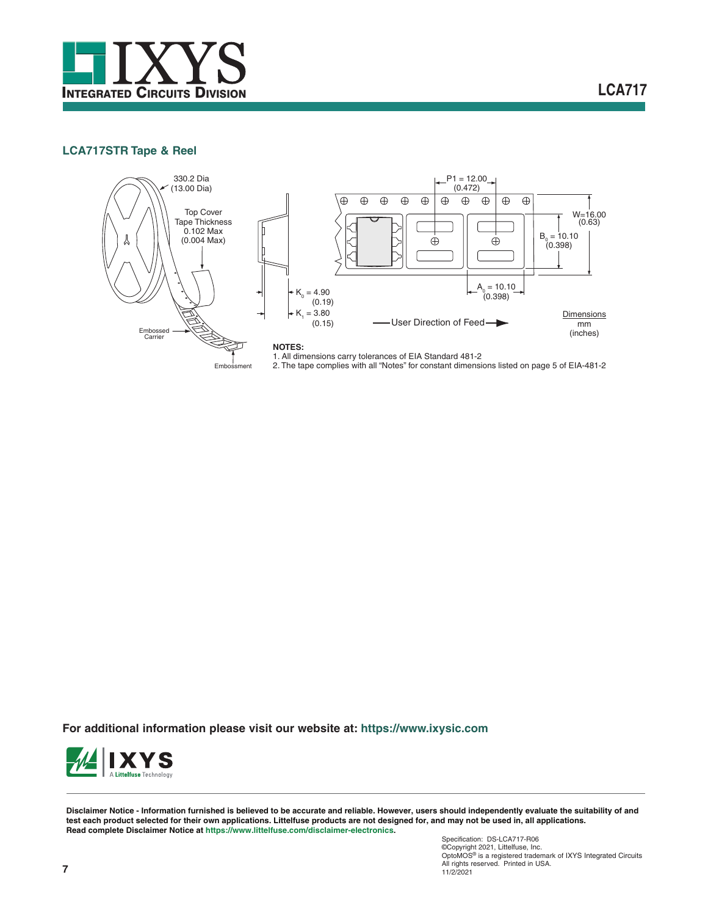## LCA717STR Tape & Reel

330.2 Dia
(13.00 Dia)

Top Cover
Tape Thickness
0.102 Max
(0.004 Max)

Embossed
Carrier

Embossment

$K_0$ = 4.90
(0.19)

$K_1$ = 3.80
(0.15)

P1 = 12.00
(0.472)

W=16.00
(0.63)

$B_0$ = 10.10
(0.398)

$A_0$ = 10.10
(0.398)

User Direction of Feed

Dimensions
mm
(inches)

**NOTES:**

1. All dimensions carry tolerances of EIA Standard 481-2
2. The tape complies with all "Notes" for constant dimensions listed on page 5 of EIA-481-2

**For additional information please visit our website at: https://www.ixysic.com**

**Disclaimer Notice - Information furnished is believed to be accurate and reliable. However, users should independently evaluate the suitability of and test each product selected for their own applications. Littelfuse products are not designed for, and may not be used in, all applications. Read complete Disclaimer Notice at https://www.littelfuse.com/disclaimer-electronics.**

Specification: DS-LCA717-R06
©Copyright 2021, Littelfuse, Inc.
OptoMOS® is a registered trademark of IXYS Integrated Circuits
All rights reserved. Printed in USA.
11/2/2021